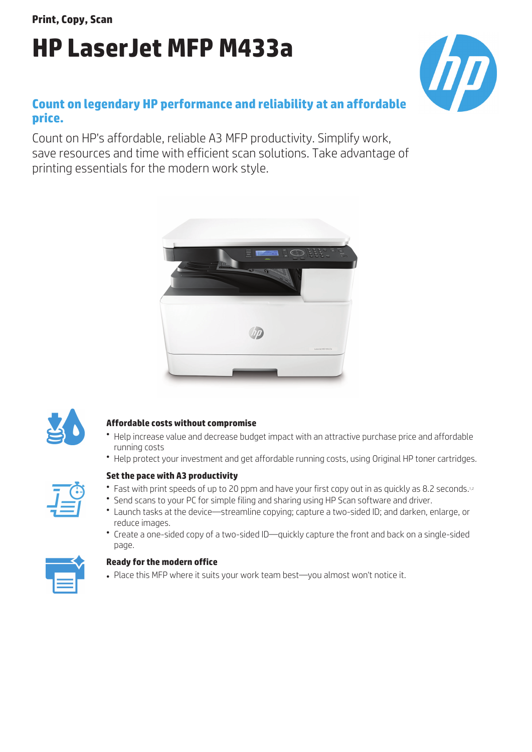Print, Copy, Scan

# HP LaserJet MFP M433a

## Count on legendary HP performance and reliability at an affordable price.

Count on HP's affordable, reliable A3 MFP productivity. Simplify work, save resources and time with efficient scan solutions. Take advantage of printing essentials for the modern work style.

### Affordable costs without compromise

- Help increase value and decrease budget impact with an attractive purchase price and affordable running costs
- Help protect your investment and get affordable running costs, using Original HP toner cartridges.

### Set the pace with A3 productivity

- Fast with print speeds of up to 20 ppm and have your first copy out in as quickly as 8.2 seconds.[1,2]
- Send scans to your PC for simple filing and sharing using HP Scan software and driver.
- Launch tasks at the device—streamline copying; capture a two-sided ID; and darken, enlarge, or reduce images.
- Create a one-sided copy of a two-sided ID—quickly capture the front and back on a single-sided page.

### Ready for the modern office

- Place this MFP where it suits your work team best—you almost won't notice it.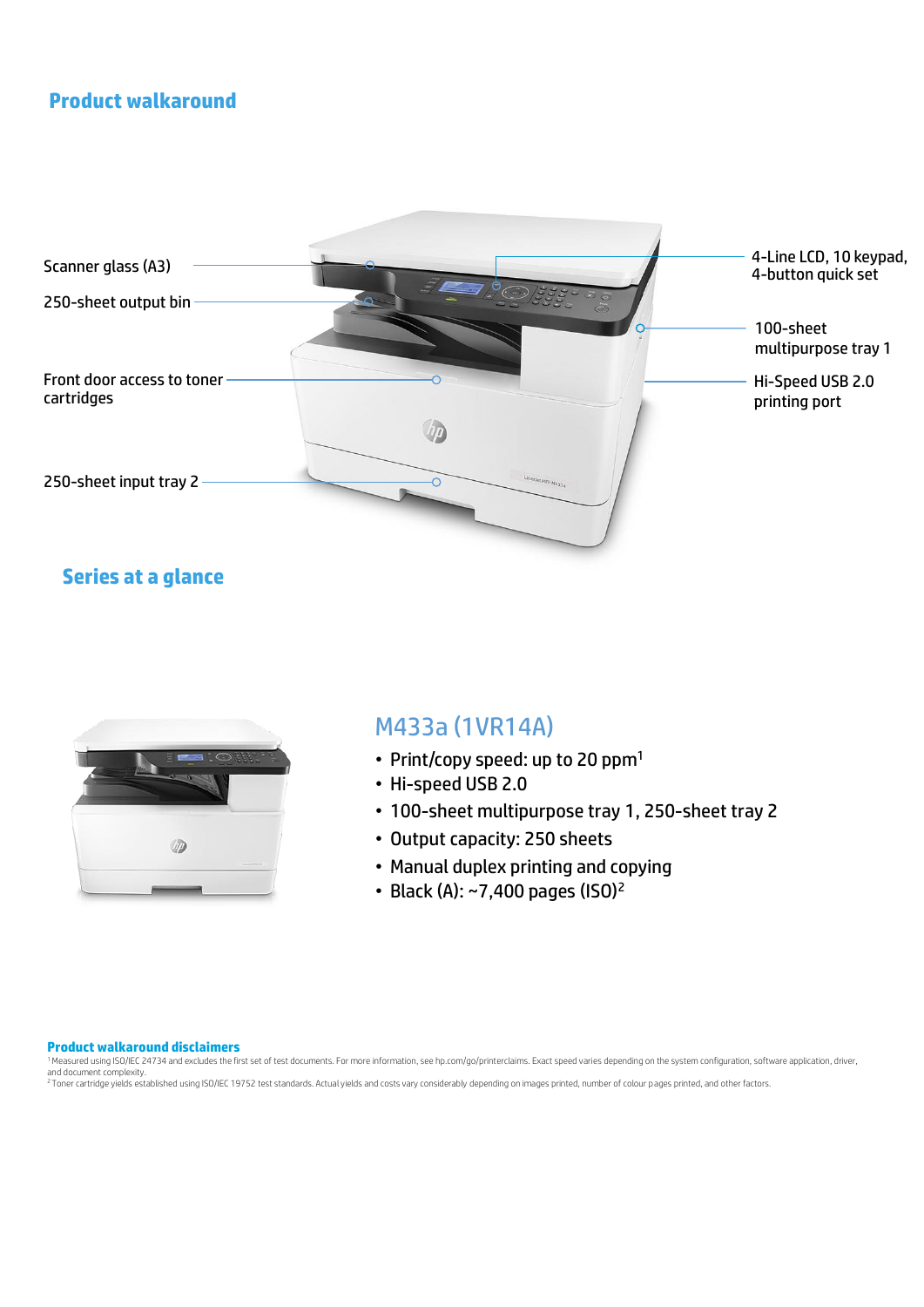## Product walkaround

- Scanner glass (A3)
- 250-sheet output bin
- Front door access to toner cartridges
- 250-sheet input tray 2
- 4-Line LCD, 10 keypad, 4-button quick set
- 100-sheet multipurpose tray 1
- Hi-Speed USB 2.0 printing port

## Series at a glance

### M433a (1VR14A)

- Print/copy speed: up to 20 ppm[1]
- Hi-speed USB 2.0
- 100-sheet multipurpose tray 1, 250-sheet tray 2
- Output capacity: 250 sheets
- Manual duplex printing and copying
- Black (A): ~7,400 pages (ISO)[2]

**Product walkaround disclaimers**

[1] Measured using ISO/IEC 24734 and excludes the first set of test documents. For more information, see hp.com/go/printerclaims. Exact speed varies depending on the system configuration, software application, driver, and document complexity.

[2] Toner cartridge yields established using ISO/IEC 19752 test standards. Actual yields and costs vary considerably depending on images printed, number of colour pages printed, and other factors.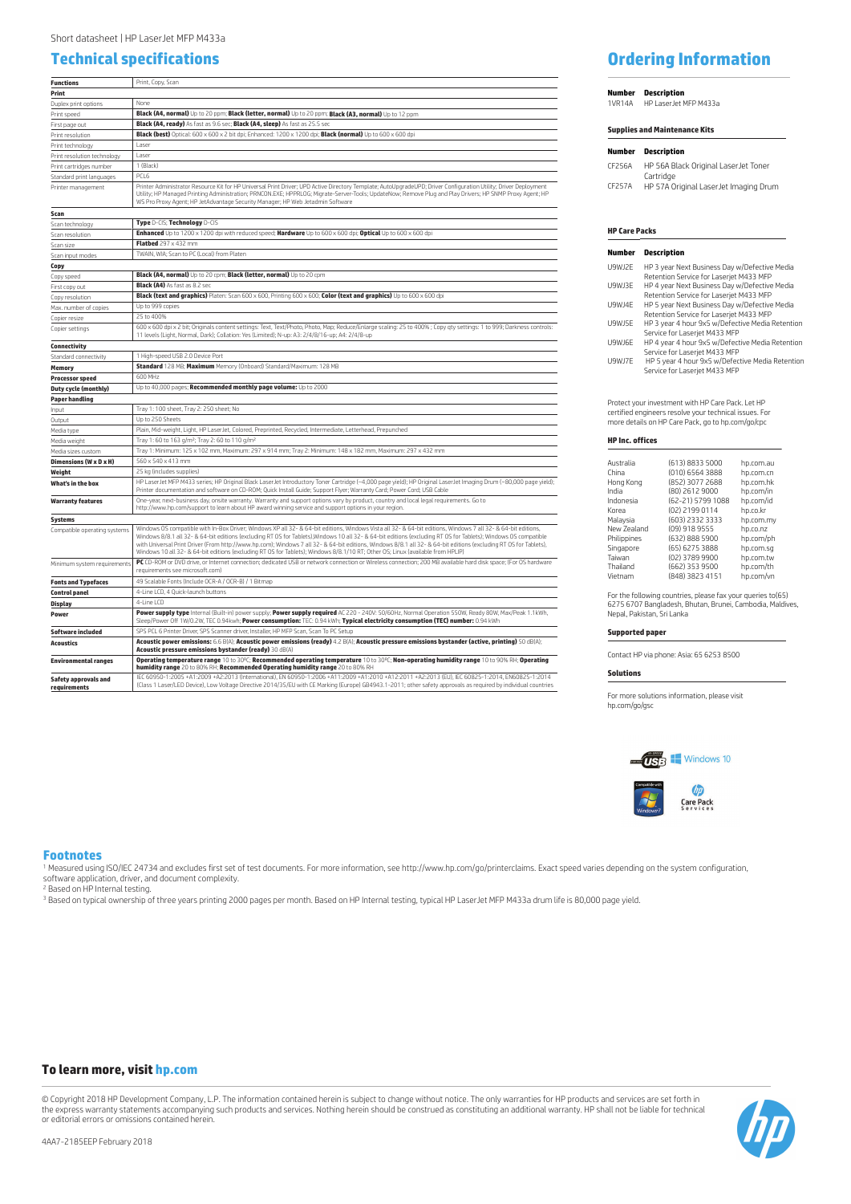## Technical specifications

| | |
|---|---|
| **Functions** | Print, Copy, Scan |
| **Print** | |
| Duplex print options | None |
| Print speed | **Black (A4, normal)** Up to 20 ppm; **Black (letter, normal)** Up to 20 ppm; **Black (A3, normal)** Up to 12 ppm |
| First page out | **Black (A4, ready)** As fast as 9.6 sec; **Black (A4, sleep)** As fast as 25.5 sec |
| Print resolution | **Black (best)** Optical: 600 x 600 x 2 bit dpi; Enhanced: 1200 x 1200 dpi; **Black (normal)** Up to 600 x 600 dpi |
| Print technology | Laser |
| Print resolution technology | Laser |
| Print cartridges number | 1 (Black) |
| Standard print languages | PCL6 |
| Printer management | Printer Administrator Resource Kit for HP Universal Print Driver; UPD Active Directory Template; AutoUpgradeUPD; Driver Configuration Utility; Driver Deployment Utility; HP Managed Printing Administration; PRNCON.EXE; HPPRLOG; Migrate-Server-Tools; UpdateNow; Remove Plug and Play Drivers; HP SNMP Proxy Agent; HP WS Pro Proxy Agent; HP JetAdvantage Security Manager; HP Web Jetadmin Software |
| **Scan** | |
| Scan technology | **Type** D-CIS; **Technology** D-CIS |
| Scan resolution | **Enhanced** Up to 1200 x 1200 dpi with reduced speed; **Hardware** Up to 600 x 600 dpi; **Optical** Up to 600 x 600 dpi |
| Scan size | **Flatbed** 297 x 432 mm |
| Scan input modes | TWAIN, WIA; Scan to PC (Local) from Platen |
| **Copy** | |
| Copy speed | **Black (A4, normal)** Up to 20 cpm; **Black (letter, normal)** Up to 20 cpm |
| First copy out | **Black (A4)** As fast as 8.2 sec |
| Copy resolution | **Black (text and graphics)** Platen: Scan 600 x 600, Printing 600 x 600; **Color (text and graphics)** Up to 600 x 600 dpi |
| Max. number of copies | Up to 999 copies |
| Copier resize | 25 to 400% |
| Copier settings | 600 x 600 dpi x 2 bit; Originals content settings: Text, Text/Photo, Photo, Map; Reduce/Enlarge scaling: 25 to 400% ; Copy qty settings: 1 to 999; Darkness controls: 11 levels (Light, Normal, Dark); Collation: Yes (Limited); N-up: A3: 2/4/8/16-up; A4: 2/4/8-up |
| **Connectivity** | |
| Standard connectivity | 1 High-speed USB 2.0 Device Port |
| **Memory** | **Standard** 128 MB; **Maximum** Memory (Onboard) Standard/Maximum: 128 MB |
| **Processor speed** | 600 MHz |
| **Duty cycle (monthly)** | Up to 40,000 pages; **Recommended monthly page volume:** Up to 2000 |
| **Paper handling** | |
| Input | Tray 1: 100 sheet, Tray 2: 250 sheet; No |
| Output | Up to 250 Sheets |
| Media type | Plain, Mid-weight, Light, HP LaserJet, Colored, Preprinted, Recycled, Intermediate, Letterhead, Prepunched |
| Media weight | Tray 1: 60 to 163 g/m²; Tray 2: 60 to 110 g/m² |
| Media sizes custom | Tray 1: Minimum: 125 x 102 mm, Maximum: 297 x 914 mm; Tray 2: Minimum: 148 x 182 mm, Maximum: 297 x 432 mm |
| **Dimensions (W x D x H)** | 560 x 540 x 413 mm |
| **Weight** | 25 kg (includes supplies) |
| **What's in the box** | HP LaserJet MFP M433 series; HP Original Black LaserJet Introductory Toner Cartridge (~4,000 page yield); HP Original LaserJet Imaging Drum (~80,000 page yield); Printer documentation and software on CD-ROM; Quick Install Guide; Support Flyer; Warranty Card; Power Cord; USB Cable |
| **Warranty features** | One-year, next-business day, onsite warranty. Warranty and support options vary by product, country and local legal requirements. Go to http://www.hp.com/support to learn about HP award winning service and support options in your region. |
| **Systems** | |
| Compatible operating systems | Windows OS compatible with In-Box Driver; Windows XP all 32- & 64-bit editions, Windows Vista all 32- & 64-bit editions, Windows 7 all 32- & 64-bit editions, Windows 8/8.1 all 32- & 64-bit editions (excluding RT OS for Tablets),Windows 10 all 32- & 64-bit editions (excluding RT OS for Tablets); Windows OS compatible with Universal Print Driver (From http://www.hp.com); Windows 7 all 32- & 64-bit editions, Windows 8/8.1 all 32- & 64-bit editions (excluding RT OS for Tablets), Windows 10 all 32- & 64-bit editions (excluding RT OS for Tablets); Windows 8/8.1/10 RT; Other OS; Linux (available from HPLIP) |
| Minimum system requirements | **PC** CD-ROM or DVD drive, or Internet connection; dedicated USB or network connection or Wireless connection; 200 MB available hard disk space; (For OS hardware requirements see microsoft.com) |
| **Fonts and Typefaces** | 49 Scalable Fonts (Include OCR-A / OCR-B) / 1 Bitmap |
| **Control panel** | 4-Line LCD, 4 Quick-launch buttons |
| **Display** | 4-Line LCD |
| **Power** | **Power supply type** Internal (Built-in) power supply; **Power supply required** AC 220 - 240V: 50/60Hz, Normal Operation 550W, Ready 80W, Max/Peak 1.1kWh, Sleep/Power Off 1W/0.2W, TEC 0.94kwh; **Power consumption:** TEC: 0.94 kWh; **Typical electricity consumption (TEC) number:** 0.94 kWh |
| **Software included** | SPS PCL 6 Printer Driver, SPS Scanner driver, Installer, HP MFP Scan, Scan To PC Setup |
| **Acoustics** | **Acoustic power emissions:** 6.6 B(A); **Acoustic power emissions (ready)** 4.2 B(A); **Acoustic pressure emissions bystander (active, printing)** 50 dB(A); **Acoustic pressure emissions bystander (ready)** 30 dB(A) |
| **Environmental ranges** | **Operating temperature range** 10 to 30ºC; **Recommended operating temperature** 10 to 30ºC; **Non-operating humidity range** 10 to 90% RH; **Operating humidity range** 20 to 80% RH; **Recommended Operating humidity range** 20 to 80% RH |
| **Safety approvals and requirements** | IEC 60950-1:2005 +A1:2009 +A2:2013 (International), EN 60950-1:2006 +A11:2009 +A1:2010 +A12:2011 +A2:2013 (EU), IEC 60825-1:2014, EN60825-1:2014 (Class 1 Laser/LED Device), Low Voltage Directive 2014/35/EU with CE Marking (Europe) GB4943.1-2011; other safety approvals as required by individual countries |

## Ordering Information

| Number | Description |
|---|---|
| 1VR14A | HP LaserJet MFP M433a |

### Supplies and Maintenance Kits

| Number | Description |
|---|---|
| CF256A | HP 56A Black Original LaserJet Toner Cartridge |
| CF257A | HP 57A Original LaserJet Imaging Drum |

### HP Care Packs

| Number | Description |
|---|---|
| U9WJ2E | HP 3 year Next Business Day w/Defective Media Retention Service for Laserjet M433 MFP |
| U9WJ3E | HP 4 year Next Business Day w/Defective Media Retention Service for Laserjet M433 MFP |
| U9WJ4E | HP 5 year Next Business Day w/Defective Media Retention Service for Laserjet M433 MFP |
| U9WJ5E | HP 3 year 4 hour 9x5 w/Defective Media Retention Service for Laserjet M433 MFP |
| U9WJ6E | HP 4 year 4 hour 9x5 w/Defective Media Retention Service for Laserjet M433 MFP |
| U9WJ7E | HP 5 year 4 hour 9x5 w/Defective Media Retention Service for Laserjet M433 MFP |

Protect your investment with HP Care Pack. Let HP certified engineers resolve your technical issues. For more details on HP Care Pack, go to hp.com/go/cpc

### HP Inc. offices

| | | |
|---|---|---|
| Australia | (613) 8833 5000 | hp.com.au |
| China | (010) 6564 3888 | hp.com.cn |
| Hong Kong | (852) 3077 2688 | hp.com.hk |
| India | (80) 2612 9000 | hp.com/in |
| Indonesia | (62-21) 5799 1088 | hp.com/id |
| Korea | (02) 2199 0114 | hp.co.kr |
| Malaysia | (603) 2332 3333 | hp.com.my |
| New Zealand | (09) 918 9555 | hp.co.nz |
| Philippines | (632) 888 5900 | hp.com/ph |
| Singapore | (65) 6275 3888 | hp.com.sg |
| Taiwan | (02) 3789 9900 | hp.com.tw |
| Thailand | (662) 353 9500 | hp.com/th |
| Vietnam | (848) 3823 4151 | hp.com/vn |

For the following countries, please fax your queries to(65) 6275 6707 Bangladesh, Bhutan, Brunei, Cambodia, Maldives, Nepal, Pakistan, Sri Lanka

### Supported paper

Contact HP via phone: Asia: 65 6253 8500

### Solutions

For more solutions information, please visit hp.com/go/gsc

## Footnotes

[1] Measured using ISO/IEC 24734 and excludes first set of test documents. For more information, see http://www.hp.com/go/printerclaims. Exact speed varies depending on the system configuration, software application, driver, and document complexity.

[2] Based on HP Internal testing.

[3] Based on typical ownership of three years printing 2000 pages per month. Based on HP Internal testing, typical HP LaserJet MFP M433a drum life is 80,000 page yield.

## To learn more, visit hp.com

© Copyright 2018 HP Development Company, L.P. The information contained herein is subject to change without notice. The only warranties for HP products and services are set forth in the express warranty statements accompanying such products and services. Nothing herein should be construed as constituting an additional warranty. HP shall not be liable for technical or editorial errors or omissions contained herein.

4AA7-2185EEP February 2018